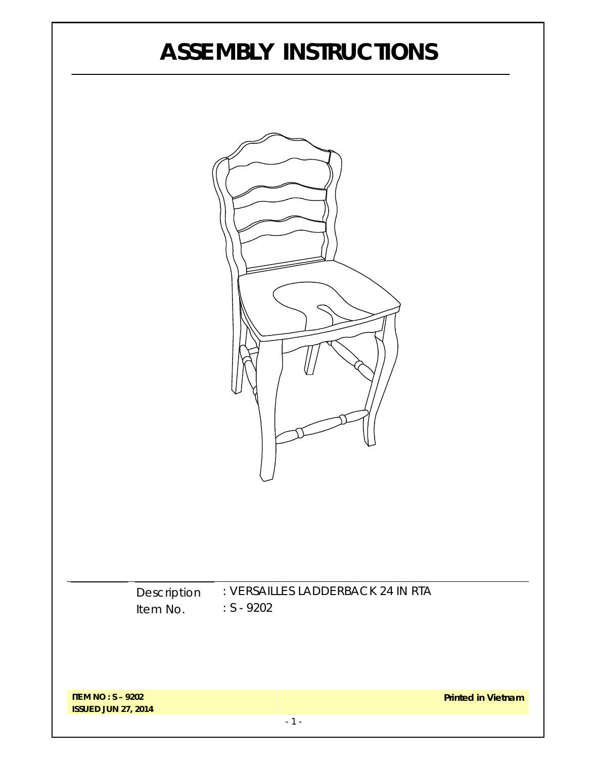# ASSEMBLY INSTRUCTIONS

Description : VERSAILLES LADDERBACK 24 IN RTA

Item No. : S - 9202

**ITEM NO : S – 9202**
**ISSUED JUN 27, 2014**

**Printed in Vietnam**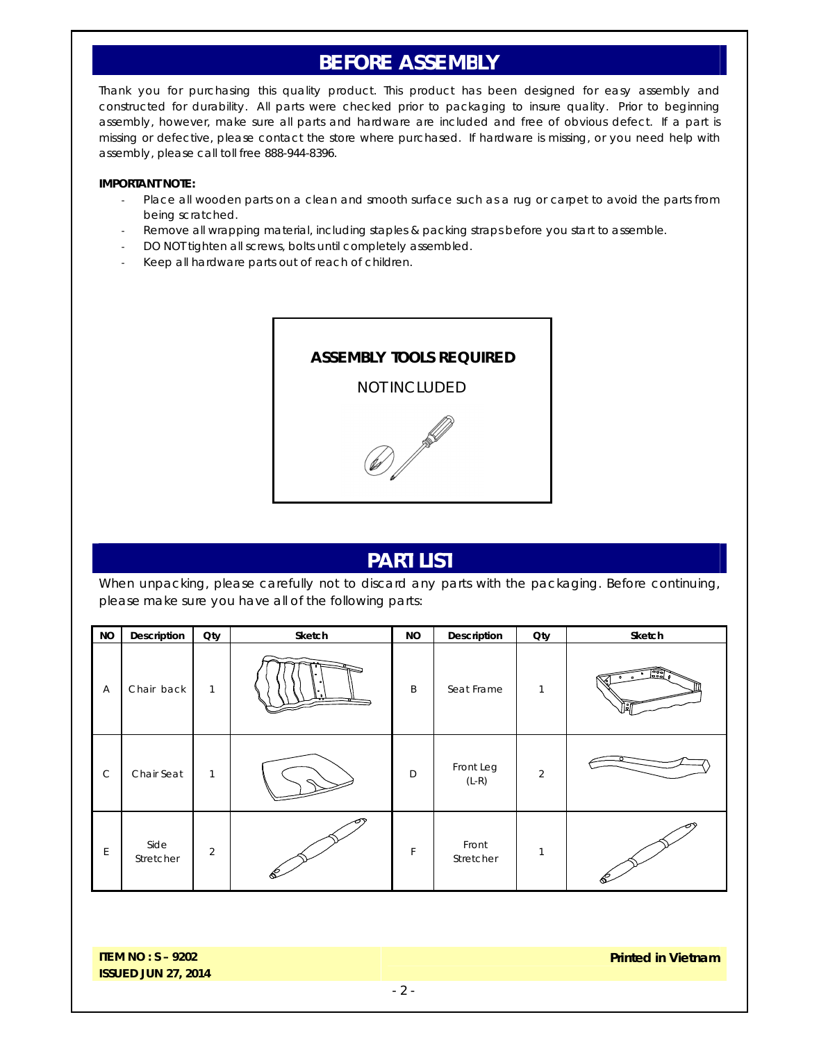## BEFORE ASSEMBLY

Thank you for purchasing this quality product. This product has been designed for easy assembly and constructed for durability. All parts were checked prior to packaging to insure quality. Prior to beginning assembly, however, make sure all parts and hardware are included and free of obvious defect. If a part is missing or defective, please contact the store where purchased. If hardware is missing, or you need help with assembly, please call toll free 888-944-8396.

**IMPORTANT NOTE:**

- Place all wooden parts on a clean and smooth surface such as a rug or carpet to avoid the parts from being scratched.
- Remove all wrapping material, including staples & packing straps before you start to assemble.
- DO NOT tighten all screws, bolts until completely assembled.
- Keep all hardware parts out of reach of children.

**ASSEMBLY TOOLS REQUIRED**

NOT INCLUDED

## PART LIST

When unpacking, please carefully not to discard any parts with the packaging. Before continuing, please make sure you have all of the following parts:

| NO | Description | Qty | Sketch | NO | Description | Qty | Sketch |
|---|---|---|---|---|---|---|---|
| A | Chair back | 1 | | B | Seat Frame | 1 | |
| C | Chair Seat | 1 | | D | Front Leg (L-R) | 2 | |
| E | Side Stretcher | 2 | | F | Front Stretcher | 1 | |

**ITEM NO : S – 9202**
**ISSUED JUN 27, 2014**

**Printed in Vietnam**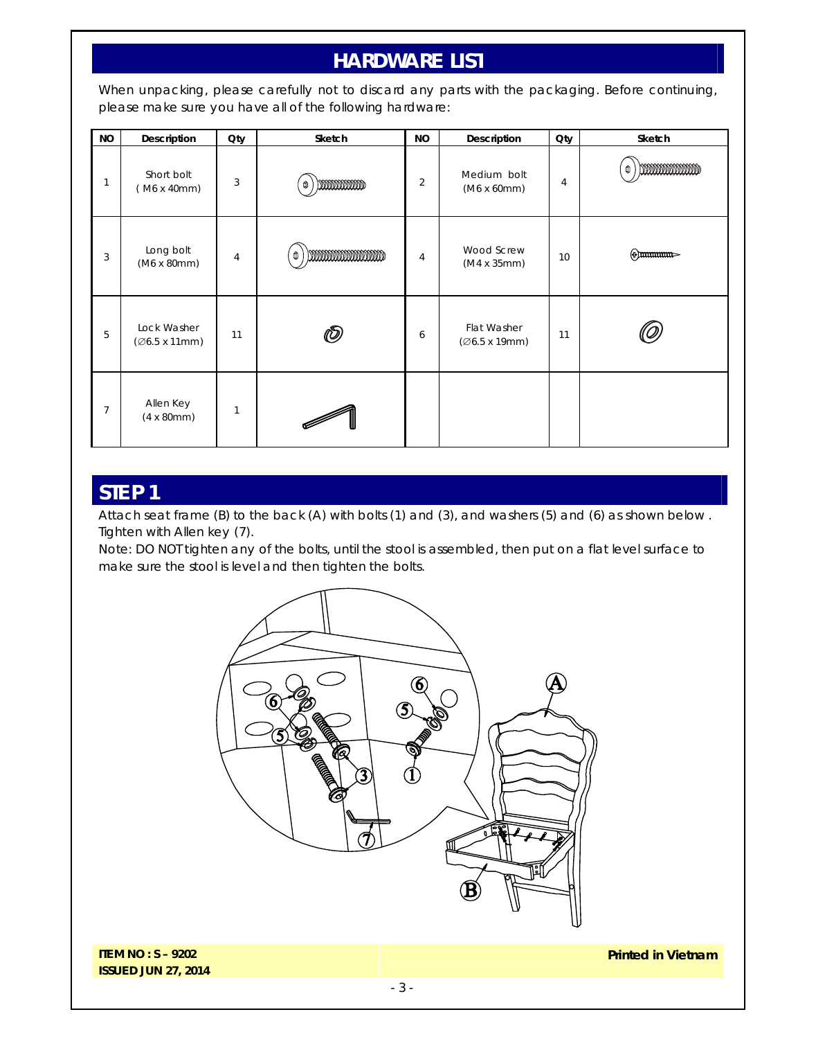## HARDWARE LIST

When unpacking, please carefully not to discard any parts with the packaging. Before continuing, please make sure you have all of the following hardware:

| NO | Description | Qty | Sketch | NO | Description | Qty | Sketch |
|---|---|---|---|---|---|---|---|
| 1 | Short bolt ( M6 x 40mm) | 3 | | 2 | Medium bolt (M6 x 60mm) | 4 | |
| 3 | Long bolt (M6 x 80mm) | 4 | | 4 | Wood Screw (M4 x 35mm) | 10 | |
| 5 | Lock Washer (∅6.5 x 11mm) | 11 | | 6 | Flat Washer (∅6.5 x 19mm) | 11 | |
| 7 | Allen Key (4 x 80mm) | 1 | | | | | |

## STEP 1

Attach seat frame (B) to the back (A) with bolts (1) and (3), and washers (5) and (6) as shown below . Tighten with Allen key (7).

Note: DO NOT tighten any of the bolts, until the stool is assembled, then put on a flat level surface to make sure the stool is level and then tighten the bolts.

**ITEM NO : S – 9202**
**ISSUED JUN 27, 2014**

**Printed in Vietnam**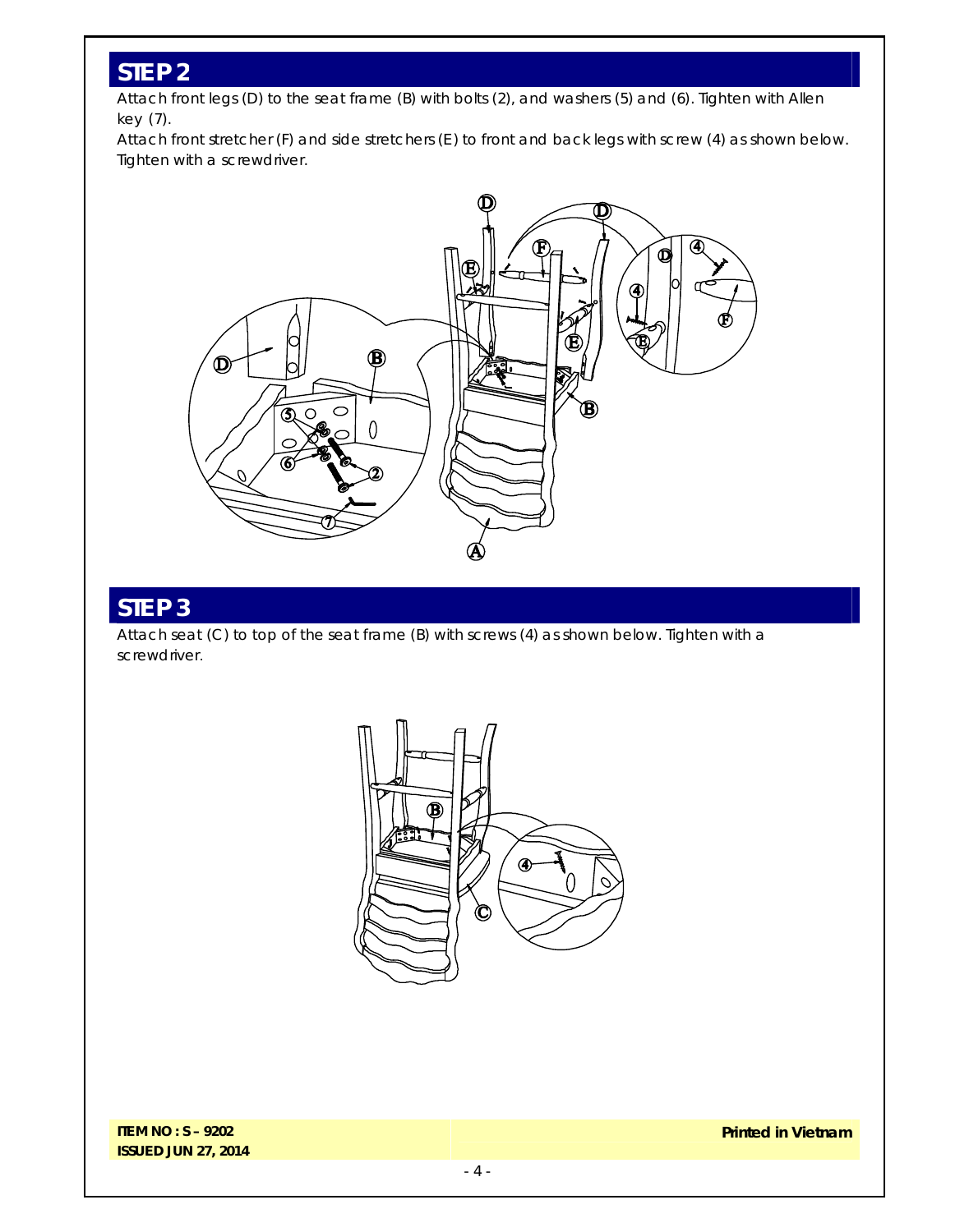## STEP 2

Attach front legs (D) to the seat frame (B) with bolts (2), and washers (5) and (6). Tighten with Allen key (7).

Attach front stretcher (F) and side stretchers (E) to front and back legs with screw (4) as shown below. Tighten with a screwdriver.

## STEP 3

Attach seat (C) to top of the seat frame (B) with screws (4) as shown below. Tighten with a screwdriver.

**ITEM NO : S – 9202**
**ISSUED JUN 27, 2014**

**Printed in Vietnam**